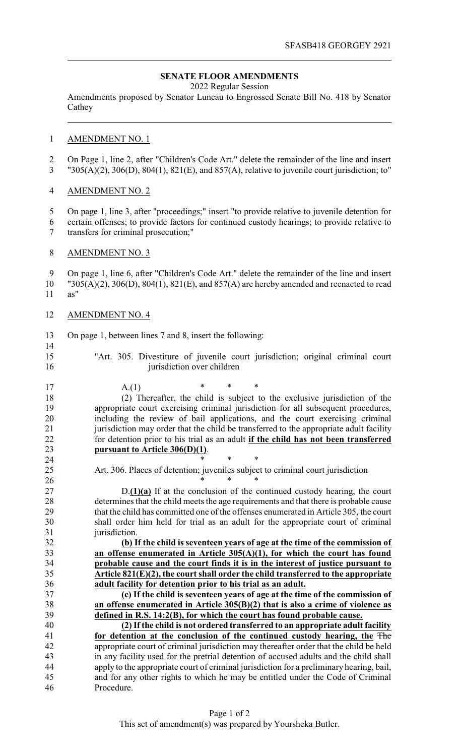## SENATE FLOOR AMENDMENTS

2022 Regular Session

Amendments proposed by Senator Luneau to Engrossed Senate Bill No. 418 by Senator Cathey

AMENDMENT NO. 1

On Page 1, line 2, after "Children's Code Art." delete the remainder of the line and insert "305(A)(2), 306(D), 804(1), 821(E), and 857(A), relative to juvenile court jurisdiction; to"

AMENDMENT NO. 2

On page 1, line 3, after "proceedings;" insert "to provide relative to juvenile detention for certain offenses; to provide factors for continued custody hearings; to provide relative to transfers for criminal prosecution;"

AMENDMENT NO. 3

On page 1, line 6, after "Children's Code Art." delete the remainder of the line and insert "305(A)(2), 306(D), 804(1), 821(E), and 857(A) are hereby amended and reenacted to read as"

AMENDMENT NO. 4

On page 1, between lines 7 and 8, insert the following:

"Art. 305. Divestiture of juvenile court jurisdiction; original criminal court jurisdiction over children

A.(1) * * *

(2) Thereafter, the child is subject to the exclusive jurisdiction of the appropriate court exercising criminal jurisdiction for all subsequent procedures, including the review of bail applications, and the court exercising criminal jurisdiction may order that the child be transferred to the appropriate adult facility for detention prior to his trial as an adult **<u>if the child has not been transferred pursuant to Article 306(D)(1)</u>**.

\* * *

Art. 306. Places of detention; juveniles subject to criminal court jurisdiction

\* * *

D.**<u>(1)(a)</u>** If at the conclusion of the continued custody hearing, the court determines that the child meets the age requirements and that there is probable cause that the child has committed one of the offenses enumerated in Article 305, the court shall order him held for trial as an adult for the appropriate court of criminal jurisdiction.

**<u>(b) If the child is seventeen years of age at the time of the commission of an offense enumerated in Article 305(A)(1), for which the court has found probable cause and the court finds it is in the interest of justice pursuant to Article 821(E)(2), the court shall order the child transferred to the appropriate adult facility for detention prior to his trial as an adult.</u>**

**<u>(c) If the child is seventeen years of age at the time of the commission of an offense enumerated in Article 305(B)(2) that is also a crime of violence as defined in R.S. 14:2(B), for which the court has found probable cause.</u>**

**<u>(2) If the child is not ordered transferred to an appropriate adult facility for detention at the conclusion of the continued custody hearing, the</u>** ~~The~~ appropriate court of criminal jurisdiction may thereafter order that the child be held in any facility used for the pretrial detention of accused adults and the child shall apply to the appropriate court of criminal jurisdiction for a preliminary hearing, bail, and for any other rights to which he may be entitled under the Code of Criminal Procedure.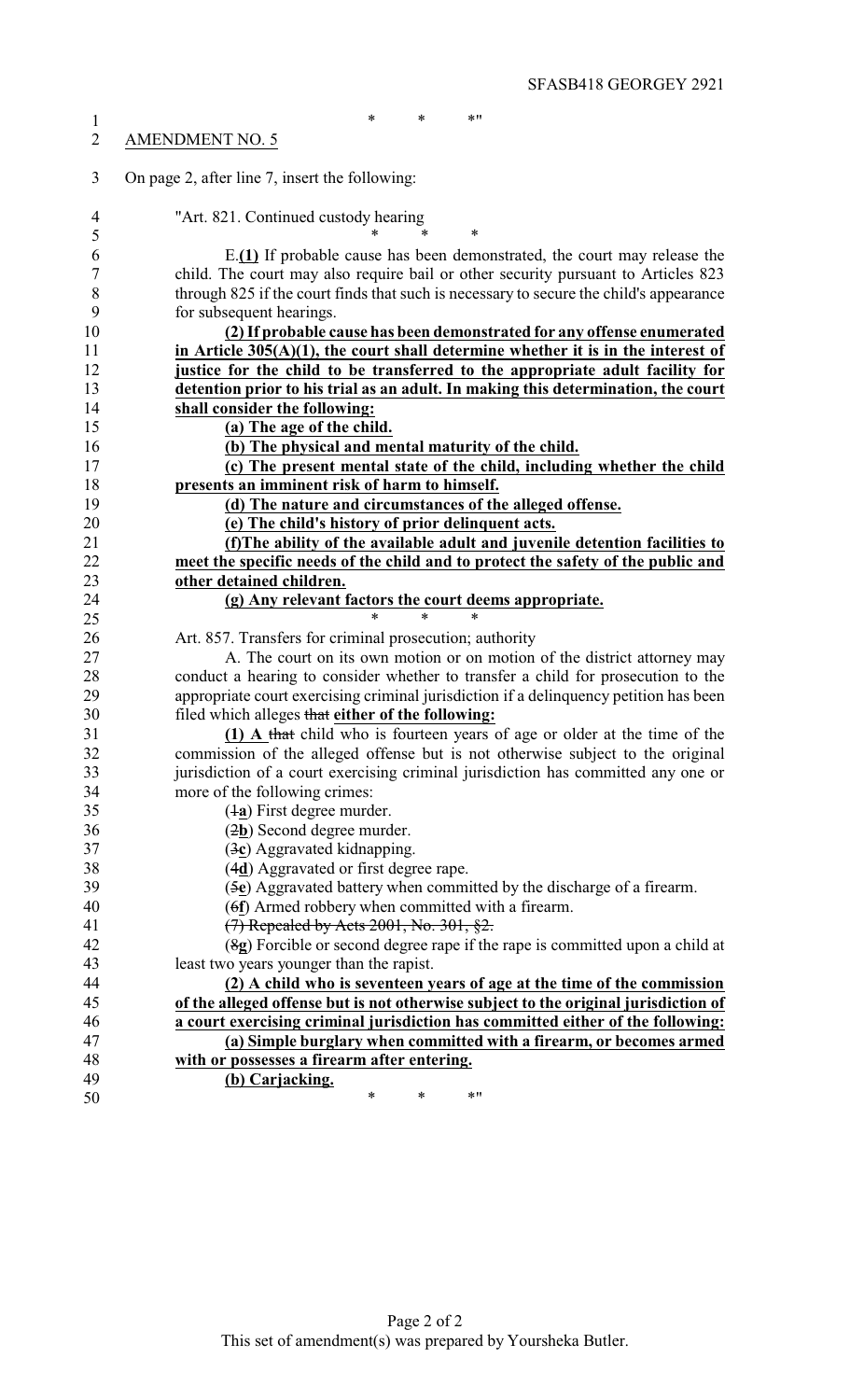\* \* \*"

AMENDMENT NO. 5

On page 2, after line 7, insert the following:

"Art. 821. Continued custody hearing

\* \* \*

E.**(1)** If probable cause has been demonstrated, the court may release the child. The court may also require bail or other security pursuant to Articles 823 through 825 if the court finds that such is necessary to secure the child's appearance for subsequent hearings.

**(2) If probable cause has been demonstrated for any offense enumerated in Article 305(A)(1), the court shall determine whether it is in the interest of justice for the child to be transferred to the appropriate adult facility for detention prior to his trial as an adult. In making this determination, the court shall consider the following:**

**(a) The age of the child.**

**(b) The physical and mental maturity of the child.**

**(c) The present mental state of the child, including whether the child presents an imminent risk of harm to himself.**

**(d) The nature and circumstances of the alleged offense.**

**(e) The child's history of prior delinquent acts.**

**(f)The ability of the available adult and juvenile detention facilities to meet the specific needs of the child and to protect the safety of the public and other detained children.**

**(g) Any relevant factors the court deems appropriate.**

\* \* \*

Art. 857. Transfers for criminal prosecution; authority

A. The court on its own motion or on motion of the district attorney may conduct a hearing to consider whether to transfer a child for prosecution to the appropriate court exercising criminal jurisdiction if a delinquency petition has been filed which alleges ~~that~~ **either of the following:**

**(1) A** ~~that~~ child who is fourteen years of age or older at the time of the commission of the alleged offense but is not otherwise subject to the original jurisdiction of a court exercising criminal jurisdiction has committed any one or more of the following crimes:

(~~1~~**a**) First degree murder.

(~~2~~**b**) Second degree murder.

(~~3~~**c**) Aggravated kidnapping.

(~~4~~**d**) Aggravated or first degree rape.

(~~5~~**e**) Aggravated battery when committed by the discharge of a firearm.

(~~6~~**f**) Armed robbery when committed with a firearm.

~~(7) Repealed by Acts 2001, No. 301, §2.~~

(~~8~~**g**) Forcible or second degree rape if the rape is committed upon a child at least two years younger than the rapist.

**(2) A child who is seventeen years of age at the time of the commission of the alleged offense but is not otherwise subject to the original jurisdiction of a court exercising criminal jurisdiction has committed either of the following:**

**(a) Simple burglary when committed with a firearm, or becomes armed with or possesses a firearm after entering.**

**(b) Carjacking.**

\* \* \*"

This set of amendment(s) was prepared by Yoursheka Butler.